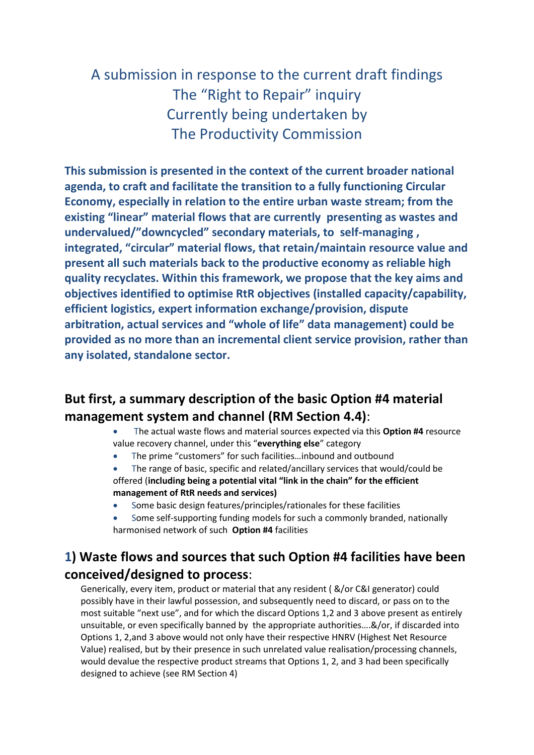# A submission in response to the current draft findings
# The "Right to Repair" inquiry
# Currently being undertaken by
# The Productivity Commission

**This submission is presented in the context of the current broader national agenda, to craft and facilitate the transition to a fully functioning Circular Economy, especially in relation to the entire urban waste stream; from the existing "linear" material flows that are currently presenting as wastes and undervalued/"downcycled" secondary materials, to self-managing , integrated, "circular" material flows, that retain/maintain resource value and present all such materials back to the productive economy as reliable high quality recyclates. Within this framework, we propose that the key aims and objectives identified to optimise RtR objectives (installed capacity/capability, efficient logistics, expert information exchange/provision, dispute arbitration, actual services and "whole of life" data management) could be provided as no more than an incremental client service provision, rather than any isolated, standalone sector.**

## But first, a summary description of the basic Option #4 material management system and channel (RM Section 4.4):

- The actual waste flows and material sources expected via this **Option #4** resource value recovery channel, under this "**everything else**" category
- The prime "customers" for such facilities…inbound and outbound
- The range of basic, specific and related/ancillary services that would/could be offered (**including being a potential vital "link in the chain" for the efficient management of RtR needs and services)**
- Some basic design features/principles/rationales for these facilities
- Some self-supporting funding models for such a commonly branded, nationally harmonised network of such **Option #4** facilities

## 1) Waste flows and sources that such Option #4 facilities have been conceived/designed to process:

Generically, every item, product or material that any resident ( &/or C&I generator) could possibly have in their lawful possession, and subsequently need to discard, or pass on to the most suitable "next use", and for which the discard Options 1,2 and 3 above present as entirely unsuitable, or even specifically banned by the appropriate authorities….&/or, if discarded into Options 1, 2,and 3 above would not only have their respective HNRV (Highest Net Resource Value) realised, but by their presence in such unrelated value realisation/processing channels, would devalue the respective product streams that Options 1, 2, and 3 had been specifically designed to achieve (see RM Section 4)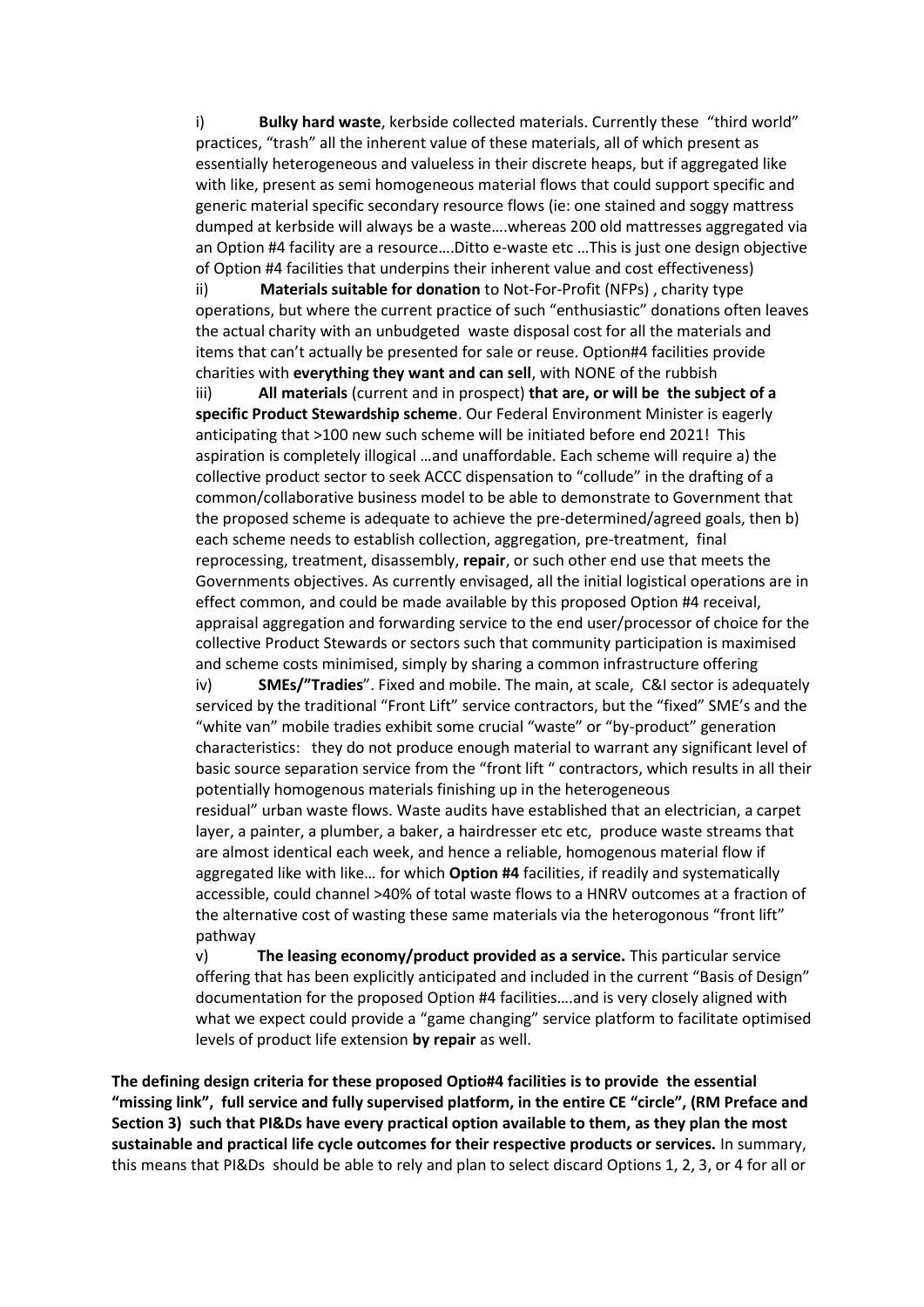i) **Bulky hard waste**, kerbside collected materials. Currently these "third world" practices, "trash" all the inherent value of these materials, all of which present as essentially heterogeneous and valueless in their discrete heaps, but if aggregated like with like, present as semi homogeneous material flows that could support specific and generic material specific secondary resource flows (ie: one stained and soggy mattress dumped at kerbside will always be a waste….whereas 200 old mattresses aggregated via an Option #4 facility are a resource….Ditto e-waste etc …This is just one design objective of Option #4 facilities that underpins their inherent value and cost effectiveness)

ii) **Materials suitable for donation** to Not-For-Profit (NFPs) , charity type operations, but where the current practice of such "enthusiastic" donations often leaves the actual charity with an unbudgeted waste disposal cost for all the materials and items that can't actually be presented for sale or reuse. Option#4 facilities provide charities with **everything they want and can sell**, with NONE of the rubbish

iii) **All materials** (current and in prospect) **that are, or will be the subject of a specific Product Stewardship scheme**. Our Federal Environment Minister is eagerly anticipating that >100 new such scheme will be initiated before end 2021! This aspiration is completely illogical …and unaffordable. Each scheme will require a) the collective product sector to seek ACCC dispensation to "collude" in the drafting of a common/collaborative business model to be able to demonstrate to Government that the proposed scheme is adequate to achieve the pre-determined/agreed goals, then b) each scheme needs to establish collection, aggregation, pre-treatment, final reprocessing, treatment, disassembly, **repair**, or such other end use that meets the Governments objectives. As currently envisaged, all the initial logistical operations are in effect common, and could be made available by this proposed Option #4 receival, appraisal aggregation and forwarding service to the end user/processor of choice for the collective Product Stewards or sectors such that community participation is maximised and scheme costs minimised, simply by sharing a common infrastructure offering

iv) **SMEs/"Tradies**". Fixed and mobile. The main, at scale, C&I sector is adequately serviced by the traditional "Front Lift" service contractors, but the "fixed" SME's and the "white van" mobile tradies exhibit some crucial "waste" or "by-product" generation characteristics: they do not produce enough material to warrant any significant level of basic source separation service from the "front lift " contractors, which results in all their potentially homogenous materials finishing up in the heterogeneous residual" urban waste flows. Waste audits have established that an electrician, a carpet layer, a painter, a plumber, a baker, a hairdresser etc etc, produce waste streams that are almost identical each week, and hence a reliable, homogenous material flow if aggregated like with like… for which **Option #4** facilities, if readily and systematically accessible, could channel >40% of total waste flows to a HNRV outcomes at a fraction of the alternative cost of wasting these same materials via the heterogonous "front lift" pathway

v) **The leasing economy/product provided as a service.** This particular service offering that has been explicitly anticipated and included in the current "Basis of Design" documentation for the proposed Option #4 facilities….and is very closely aligned with what we expect could provide a "game changing" service platform to facilitate optimised levels of product life extension **by repair** as well.

**The defining design criteria for these proposed Optio#4 facilities is to provide the essential "missing link", full service and fully supervised platform, in the entire CE "circle", (RM Preface and Section 3) such that PI&Ds have every practical option available to them, as they plan the most sustainable and practical life cycle outcomes for their respective products or services.** In summary, this means that PI&Ds should be able to rely and plan to select discard Options 1, 2, 3, or 4 for all or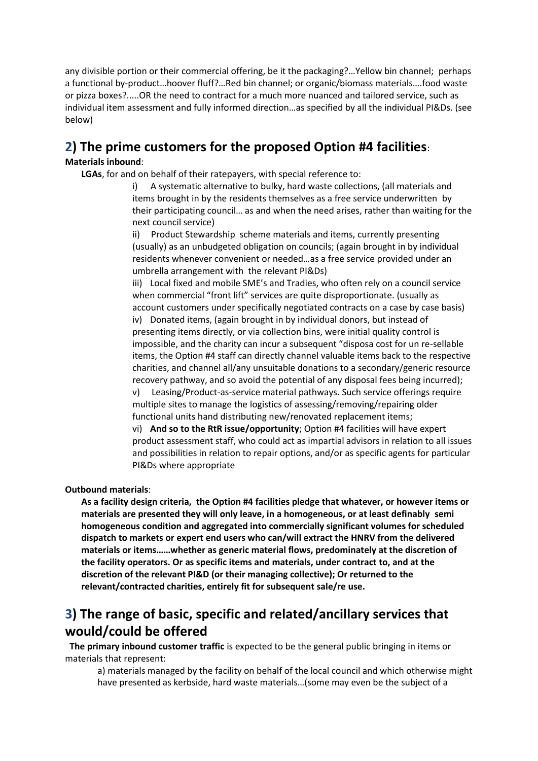any divisible portion or their commercial offering, be it the packaging?…Yellow bin channel; perhaps a functional by-product…hoover fluff?…Red bin channel; or organic/biomass materials….food waste or pizza boxes?.....OR the need to contract for a much more nuanced and tailored service, such as individual item assessment and fully informed direction…as specified by all the individual PI&Ds. (see below)

## 2) The prime customers for the proposed Option #4 facilities:

**Materials inbound**:

**LGAs**, for and on behalf of their ratepayers, with special reference to:

i) A systematic alternative to bulky, hard waste collections, (all materials and items brought in by the residents themselves as a free service underwritten by their participating council… as and when the need arises, rather than waiting for the next council service)

ii) Product Stewardship scheme materials and items, currently presenting (usually) as an unbudgeted obligation on councils; (again brought in by individual residents whenever convenient or needed…as a free service provided under an umbrella arrangement with the relevant PI&Ds)

iii) Local fixed and mobile SME's and Tradies, who often rely on a council service when commercial "front lift" services are quite disproportionate. (usually as account customers under specifically negotiated contracts on a case by case basis)

iv) Donated items, (again brought in by individual donors, but instead of presenting items directly, or via collection bins, were initial quality control is impossible, and the charity can incur a subsequent "disposa cost for un re-sellable items, the Option #4 staff can directly channel valuable items back to the respective charities, and channel all/any unsuitable donations to a secondary/generic resource recovery pathway, and so avoid the potential of any disposal fees being incurred);

v) Leasing/Product-as-service material pathways. Such service offerings require multiple sites to manage the logistics of assessing/removing/repairing older functional units hand distributing new/renovated replacement items;

vi) **And so to the RtR issue/opportunity**; Option #4 facilities will have expert product assessment staff, who could act as impartial advisors in relation to all issues and possibilities in relation to repair options, and/or as specific agents for particular PI&Ds where appropriate

**Outbound materials**:

**As a facility design criteria, the Option #4 facilities pledge that whatever, or however items or materials are presented they will only leave, in a homogeneous, or at least definably semi homogeneous condition and aggregated into commercially significant volumes for scheduled dispatch to markets or expert end users who can/will extract the HNRV from the delivered materials or items……whether as generic material flows, predominately at the discretion of the facility operators. Or as specific items and materials, under contract to, and at the discretion of the relevant PI&D (or their managing collective); Or returned to the relevant/contracted charities, entirely fit for subsequent sale/re use.**

## 3) The range of basic, specific and related/ancillary services that would/could be offered

**The primary inbound customer traffic** is expected to be the general public bringing in items or materials that represent:

a) materials managed by the facility on behalf of the local council and which otherwise might have presented as kerbside, hard waste materials…(some may even be the subject of a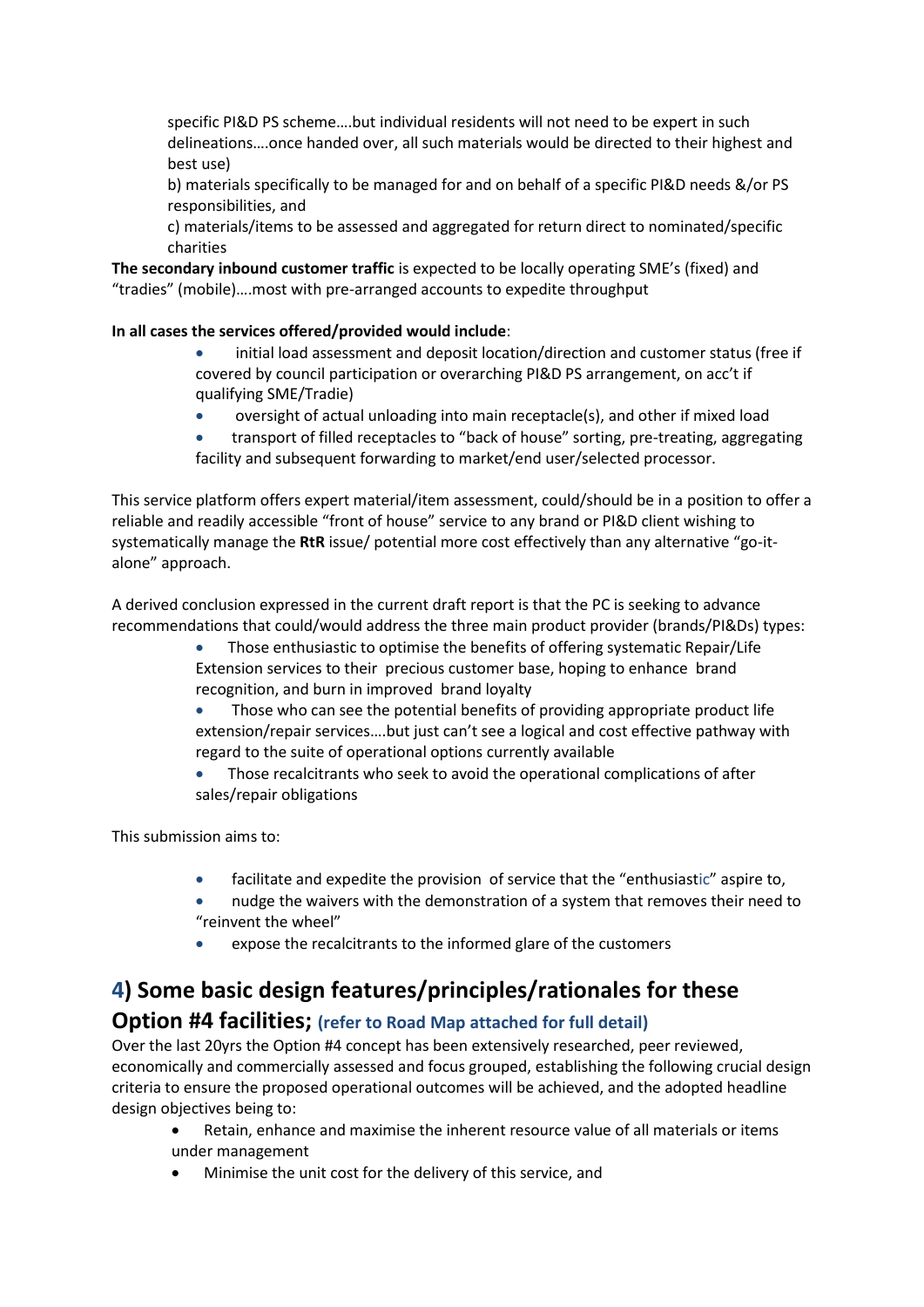specific PI&D PS scheme….but individual residents will not need to be expert in such delineations….once handed over, all such materials would be directed to their highest and best use)

b) materials specifically to be managed for and on behalf of a specific PI&D needs &/or PS responsibilities, and

c) materials/items to be assessed and aggregated for return direct to nominated/specific charities

**The secondary inbound customer traffic** is expected to be locally operating SME's (fixed) and "tradies" (mobile)….most with pre-arranged accounts to expedite throughput

**In all cases the services offered/provided would include**:

- initial load assessment and deposit location/direction and customer status (free if covered by council participation or overarching PI&D PS arrangement, on acc't if qualifying SME/Tradie)
- oversight of actual unloading into main receptacle(s), and other if mixed load
- transport of filled receptacles to "back of house" sorting, pre-treating, aggregating facility and subsequent forwarding to market/end user/selected processor.

This service platform offers expert material/item assessment, could/should be in a position to offer a reliable and readily accessible "front of house" service to any brand or PI&D client wishing to systematically manage the **RtR** issue/ potential more cost effectively than any alternative "go-it-alone" approach.

A derived conclusion expressed in the current draft report is that the PC is seeking to advance recommendations that could/would address the three main product provider (brands/PI&Ds) types:

- Those enthusiastic to optimise the benefits of offering systematic Repair/Life Extension services to their precious customer base, hoping to enhance brand recognition, and burn in improved brand loyalty
- Those who can see the potential benefits of providing appropriate product life extension/repair services….but just can't see a logical and cost effective pathway with regard to the suite of operational options currently available
- Those recalcitrants who seek to avoid the operational complications of after sales/repair obligations

This submission aims to:

- facilitate and expedite the provision of service that the "enthusiastic" aspire to,
- nudge the waivers with the demonstration of a system that removes their need to "reinvent the wheel"
- expose the recalcitrants to the informed glare of the customers

## 4) Some basic design features/principles/rationales for these Option #4 facilities; (refer to Road Map attached for full detail)

Over the last 20yrs the Option #4 concept has been extensively researched, peer reviewed, economically and commercially assessed and focus grouped, establishing the following crucial design criteria to ensure the proposed operational outcomes will be achieved, and the adopted headline design objectives being to:

- Retain, enhance and maximise the inherent resource value of all materials or items under management
- Minimise the unit cost for the delivery of this service, and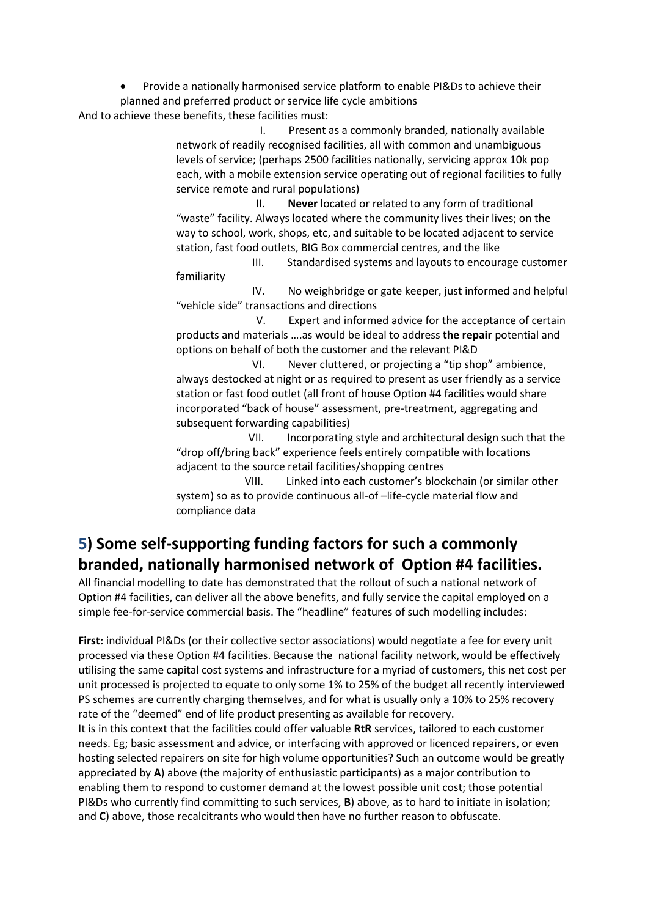- Provide a nationally harmonised service platform to enable PI&Ds to achieve their planned and preferred product or service life cycle ambitions

And to achieve these benefits, these facilities must:

I. Present as a commonly branded, nationally available network of readily recognised facilities, all with common and unambiguous levels of service; (perhaps 2500 facilities nationally, servicing approx 10k pop each, with a mobile extension service operating out of regional facilities to fully service remote and rural populations)

II. **Never** located or related to any form of traditional "waste" facility. Always located where the community lives their lives; on the way to school, work, shops, etc, and suitable to be located adjacent to service station, fast food outlets, BIG Box commercial centres, and the like

III. Standardised systems and layouts to encourage customer familiarity

IV. No weighbridge or gate keeper, just informed and helpful "vehicle side" transactions and directions

V. Expert and informed advice for the acceptance of certain products and materials ….as would be ideal to address **the repair** potential and options on behalf of both the customer and the relevant PI&D

VI. Never cluttered, or projecting a "tip shop" ambience, always destocked at night or as required to present as user friendly as a service station or fast food outlet (all front of house Option #4 facilities would share incorporated "back of house" assessment, pre-treatment, aggregating and subsequent forwarding capabilities)

VII. Incorporating style and architectural design such that the "drop off/bring back" experience feels entirely compatible with locations adjacent to the source retail facilities/shopping centres

VIII. Linked into each customer's blockchain (or similar other system) so as to provide continuous all-of –life-cycle material flow and compliance data

## 5) Some self-supporting funding factors for such a commonly branded, nationally harmonised network of Option #4 facilities.

All financial modelling to date has demonstrated that the rollout of such a national network of Option #4 facilities, can deliver all the above benefits, and fully service the capital employed on a simple fee-for-service commercial basis. The "headline" features of such modelling includes:

**First:** individual PI&Ds (or their collective sector associations) would negotiate a fee for every unit processed via these Option #4 facilities. Because the national facility network, would be effectively utilising the same capital cost systems and infrastructure for a myriad of customers, this net cost per unit processed is projected to equate to only some 1% to 25% of the budget all recently interviewed PS schemes are currently charging themselves, and for what is usually only a 10% to 25% recovery rate of the "deemed" end of life product presenting as available for recovery.

It is in this context that the facilities could offer valuable **RtR** services, tailored to each customer needs. Eg; basic assessment and advice, or interfacing with approved or licenced repairers, or even hosting selected repairers on site for high volume opportunities? Such an outcome would be greatly appreciated by **A**) above (the majority of enthusiastic participants) as a major contribution to enabling them to respond to customer demand at the lowest possible unit cost; those potential PI&Ds who currently find committing to such services, **B**) above, as to hard to initiate in isolation; and **C**) above, those recalcitrants who would then have no further reason to obfuscate.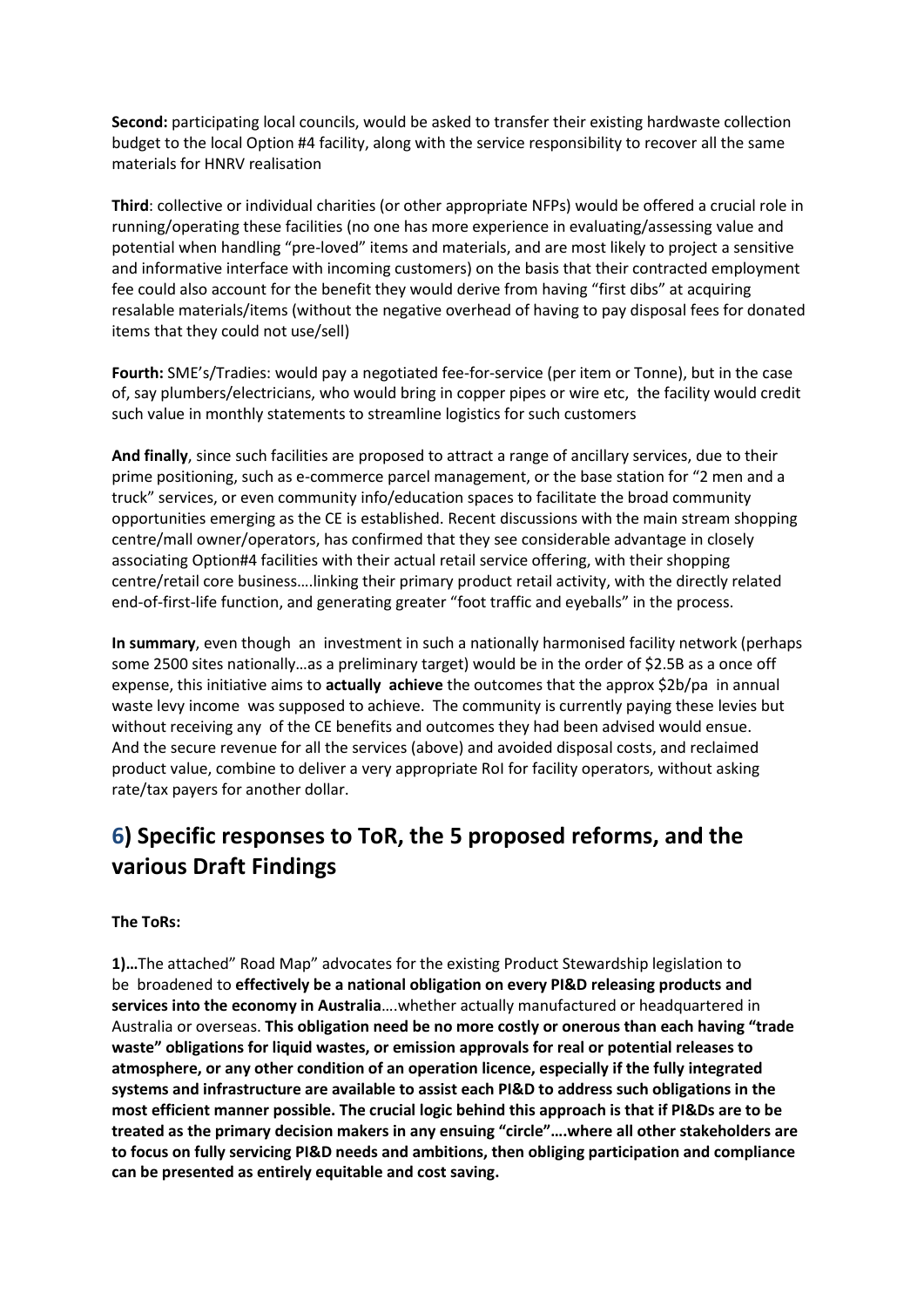**Second:** participating local councils, would be asked to transfer their existing hardwaste collection budget to the local Option #4 facility, along with the service responsibility to recover all the same materials for HNRV realisation

**Third**: collective or individual charities (or other appropriate NFPs) would be offered a crucial role in running/operating these facilities (no one has more experience in evaluating/assessing value and potential when handling "pre-loved" items and materials, and are most likely to project a sensitive and informative interface with incoming customers) on the basis that their contracted employment fee could also account for the benefit they would derive from having "first dibs" at acquiring resalable materials/items (without the negative overhead of having to pay disposal fees for donated items that they could not use/sell)

**Fourth:** SME's/Tradies: would pay a negotiated fee-for-service (per item or Tonne), but in the case of, say plumbers/electricians, who would bring in copper pipes or wire etc, the facility would credit such value in monthly statements to streamline logistics for such customers

**And finally**, since such facilities are proposed to attract a range of ancillary services, due to their prime positioning, such as e-commerce parcel management, or the base station for "2 men and a truck" services, or even community info/education spaces to facilitate the broad community opportunities emerging as the CE is established. Recent discussions with the main stream shopping centre/mall owner/operators, has confirmed that they see considerable advantage in closely associating Option#4 facilities with their actual retail service offering, with their shopping centre/retail core business….linking their primary product retail activity, with the directly related end-of-first-life function, and generating greater "foot traffic and eyeballs" in the process.

**In summary**, even though an investment in such a nationally harmonised facility network (perhaps some 2500 sites nationally…as a preliminary target) would be in the order of $2.5B as a once off expense, this initiative aims to **actually achieve** the outcomes that the approx $2b/pa in annual waste levy income was supposed to achieve. The community is currently paying these levies but without receiving any of the CE benefits and outcomes they had been advised would ensue. And the secure revenue for all the services (above) and avoided disposal costs, and reclaimed product value, combine to deliver a very appropriate RoI for facility operators, without asking rate/tax payers for another dollar.

## 6) Specific responses to ToR, the 5 proposed reforms, and the various Draft Findings

**The ToRs:**

**1)…**The attached" Road Map" advocates for the existing Product Stewardship legislation to be broadened to **effectively be a national obligation on every PI&D releasing products and services into the economy in Australia**….whether actually manufactured or headquartered in Australia or overseas. **This obligation need be no more costly or onerous than each having "trade waste" obligations for liquid wastes, or emission approvals for real or potential releases to atmosphere, or any other condition of an operation licence, especially if the fully integrated systems and infrastructure are available to assist each PI&D to address such obligations in the most efficient manner possible. The crucial logic behind this approach is that if PI&Ds are to be treated as the primary decision makers in any ensuing "circle"….where all other stakeholders are to focus on fully servicing PI&D needs and ambitions, then obliging participation and compliance can be presented as entirely equitable and cost saving.**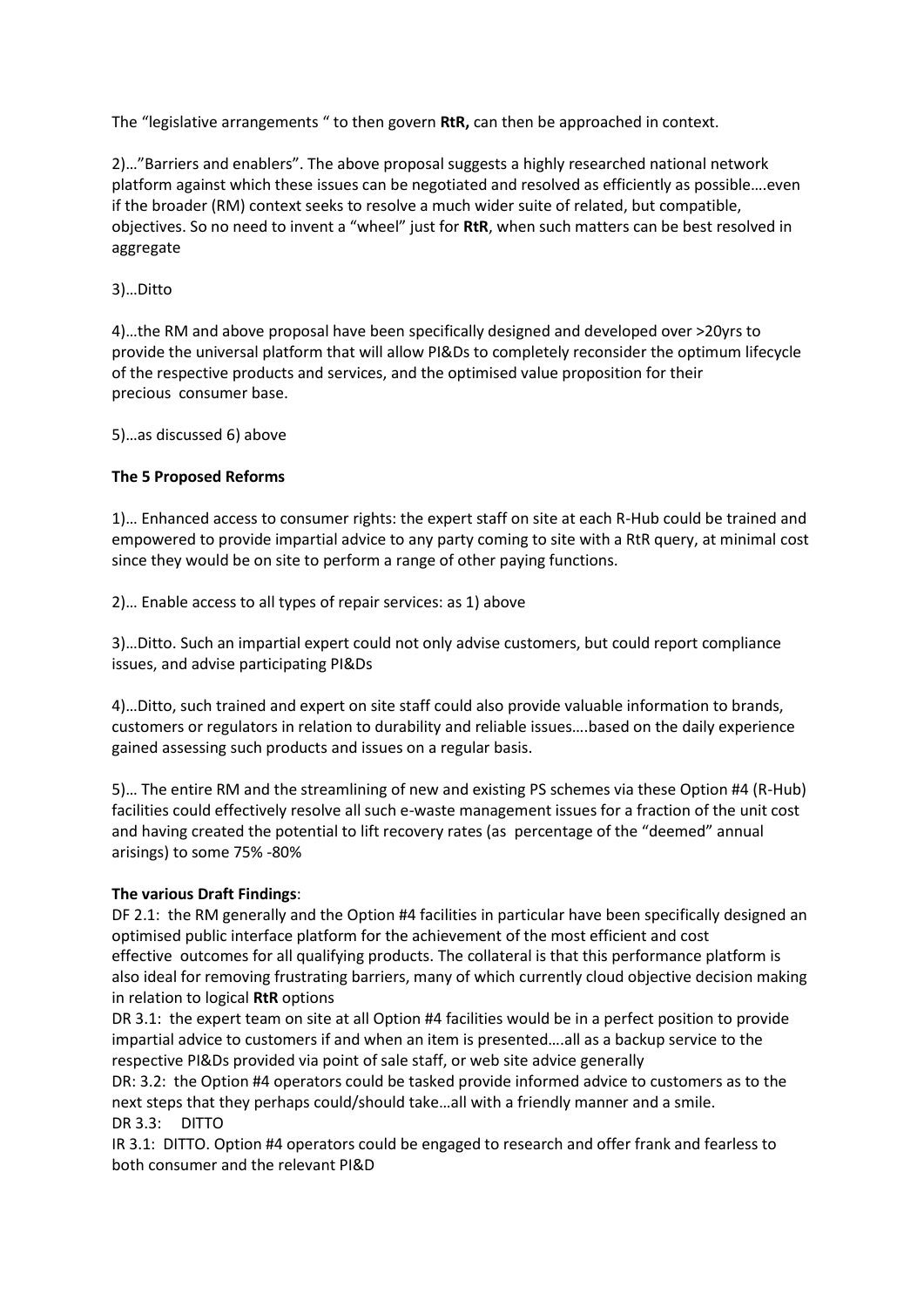The "legislative arrangements " to then govern **RtR,** can then be approached in context.

2)…"Barriers and enablers". The above proposal suggests a highly researched national network platform against which these issues can be negotiated and resolved as efficiently as possible….even if the broader (RM) context seeks to resolve a much wider suite of related, but compatible, objectives. So no need to invent a "wheel" just for **RtR**, when such matters can be best resolved in aggregate

3)…Ditto

4)…the RM and above proposal have been specifically designed and developed over >20yrs to provide the universal platform that will allow PI&Ds to completely reconsider the optimum lifecycle of the respective products and services, and the optimised value proposition for their precious consumer base.

5)…as discussed 6) above

**The 5 Proposed Reforms**

1)… Enhanced access to consumer rights: the expert staff on site at each R-Hub could be trained and empowered to provide impartial advice to any party coming to site with a RtR query, at minimal cost since they would be on site to perform a range of other paying functions.

2)… Enable access to all types of repair services: as 1) above

3)…Ditto. Such an impartial expert could not only advise customers, but could report compliance issues, and advise participating PI&Ds

4)…Ditto, such trained and expert on site staff could also provide valuable information to brands, customers or regulators in relation to durability and reliable issues….based on the daily experience gained assessing such products and issues on a regular basis.

5)… The entire RM and the streamlining of new and existing PS schemes via these Option #4 (R-Hub) facilities could effectively resolve all such e-waste management issues for a fraction of the unit cost and having created the potential to lift recovery rates (as percentage of the "deemed" annual arisings) to some 75% -80%

**The various Draft Findings**:

DF 2.1: the RM generally and the Option #4 facilities in particular have been specifically designed an optimised public interface platform for the achievement of the most efficient and cost effective outcomes for all qualifying products. The collateral is that this performance platform is also ideal for removing frustrating barriers, many of which currently cloud objective decision making in relation to logical **RtR** options

DR 3.1: the expert team on site at all Option #4 facilities would be in a perfect position to provide impartial advice to customers if and when an item is presented….all as a backup service to the respective PI&Ds provided via point of sale staff, or web site advice generally

DR: 3.2: the Option #4 operators could be tasked provide informed advice to customers as to the next steps that they perhaps could/should take…all with a friendly manner and a smile.

DR 3.3: DITTO

IR 3.1: DITTO. Option #4 operators could be engaged to research and offer frank and fearless to both consumer and the relevant PI&D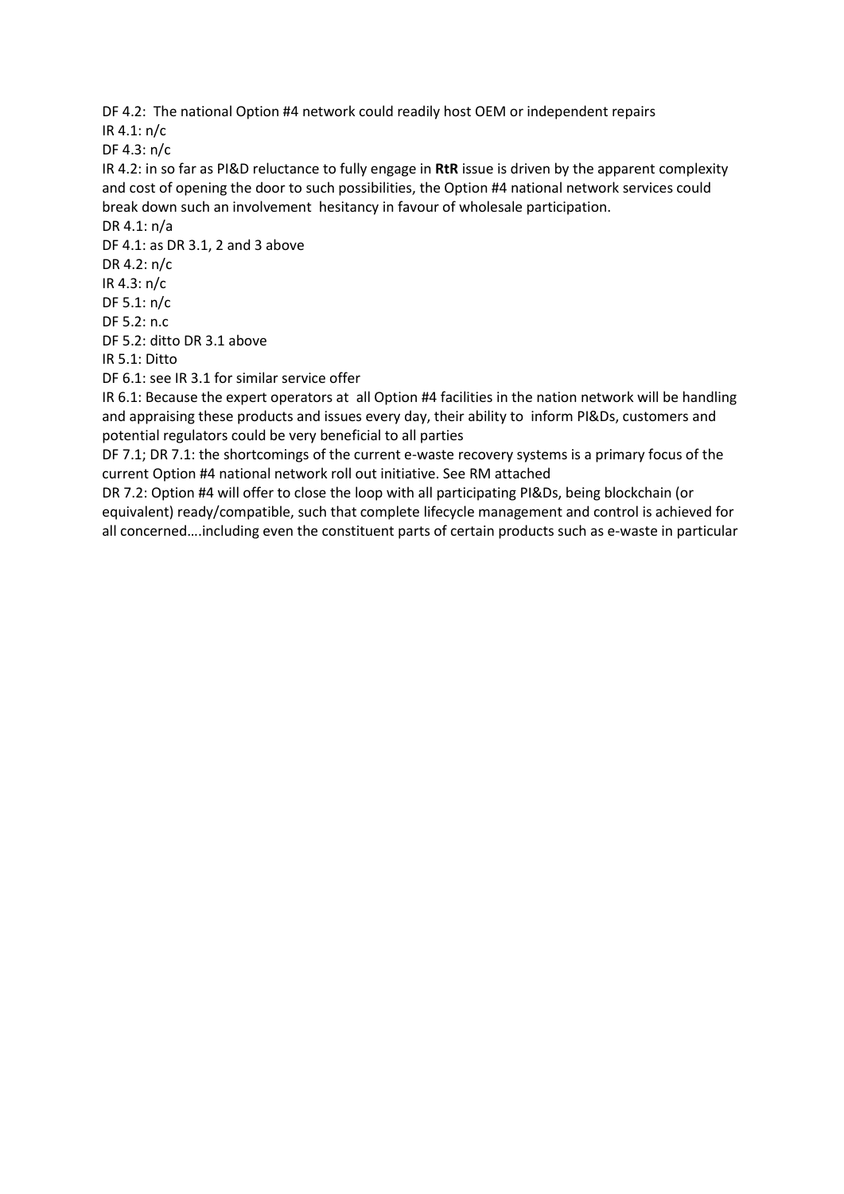DF 4.2: The national Option #4 network could readily host OEM or independent repairs

IR 4.1: n/c

DF 4.3: n/c

IR 4.2: in so far as PI&D reluctance to fully engage in **RtR** issue is driven by the apparent complexity and cost of opening the door to such possibilities, the Option #4 national network services could break down such an involvement hesitancy in favour of wholesale participation.

DR 4.1: n/a

DF 4.1: as DR 3.1, 2 and 3 above

DR 4.2: n/c

IR 4.3: n/c

DF 5.1: n/c

DF 5.2: n.c

DF 5.2: ditto DR 3.1 above

IR 5.1: Ditto

DF 6.1: see IR 3.1 for similar service offer

IR 6.1: Because the expert operators at all Option #4 facilities in the nation network will be handling and appraising these products and issues every day, their ability to inform PI&Ds, customers and potential regulators could be very beneficial to all parties

DF 7.1; DR 7.1: the shortcomings of the current e-waste recovery systems is a primary focus of the current Option #4 national network roll out initiative. See RM attached

DR 7.2: Option #4 will offer to close the loop with all participating PI&Ds, being blockchain (or equivalent) ready/compatible, such that complete lifecycle management and control is achieved for all concerned….including even the constituent parts of certain products such as e-waste in particular